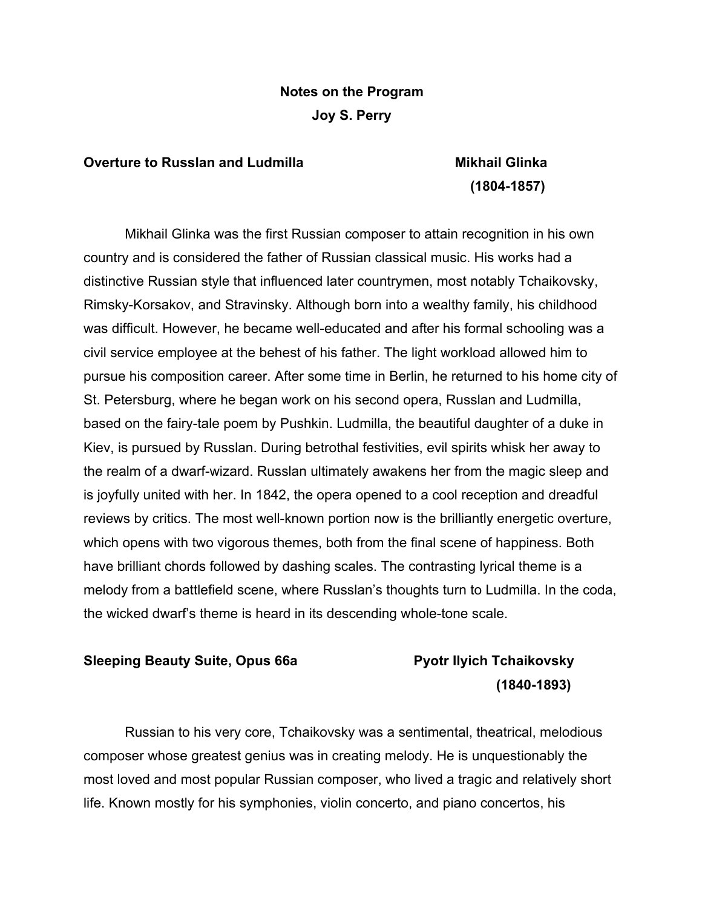# Notes on the Program

**Joy S. Perry**

## Overture to Russlan and Ludmilla — Mikhail Glinka (1804-1857)

Mikhail Glinka was the first Russian composer to attain recognition in his own country and is considered the father of Russian classical music. His works had a distinctive Russian style that influenced later countrymen, most notably Tchaikovsky, Rimsky-Korsakov, and Stravinsky. Although born into a wealthy family, his childhood was difficult. However, he became well-educated and after his formal schooling was a civil service employee at the behest of his father. The light workload allowed him to pursue his composition career. After some time in Berlin, he returned to his home city of St. Petersburg, where he began work on his second opera, Russlan and Ludmilla, based on the fairy-tale poem by Pushkin. Ludmilla, the beautiful daughter of a duke in Kiev, is pursued by Russlan. During betrothal festivities, evil spirits whisk her away to the realm of a dwarf-wizard. Russlan ultimately awakens her from the magic sleep and is joyfully united with her. In 1842, the opera opened to a cool reception and dreadful reviews by critics. The most well-known portion now is the brilliantly energetic overture, which opens with two vigorous themes, both from the final scene of happiness. Both have brilliant chords followed by dashing scales. The contrasting lyrical theme is a melody from a battlefield scene, where Russlan's thoughts turn to Ludmilla. In the coda, the wicked dwarf's theme is heard in its descending whole-tone scale.

## Sleeping Beauty Suite, Opus 66a — Pyotr Ilyich Tchaikovsky (1840-1893)

Russian to his very core, Tchaikovsky was a sentimental, theatrical, melodious composer whose greatest genius was in creating melody. He is unquestionably the most loved and most popular Russian composer, who lived a tragic and relatively short life. Known mostly for his symphonies, violin concerto, and piano concertos, his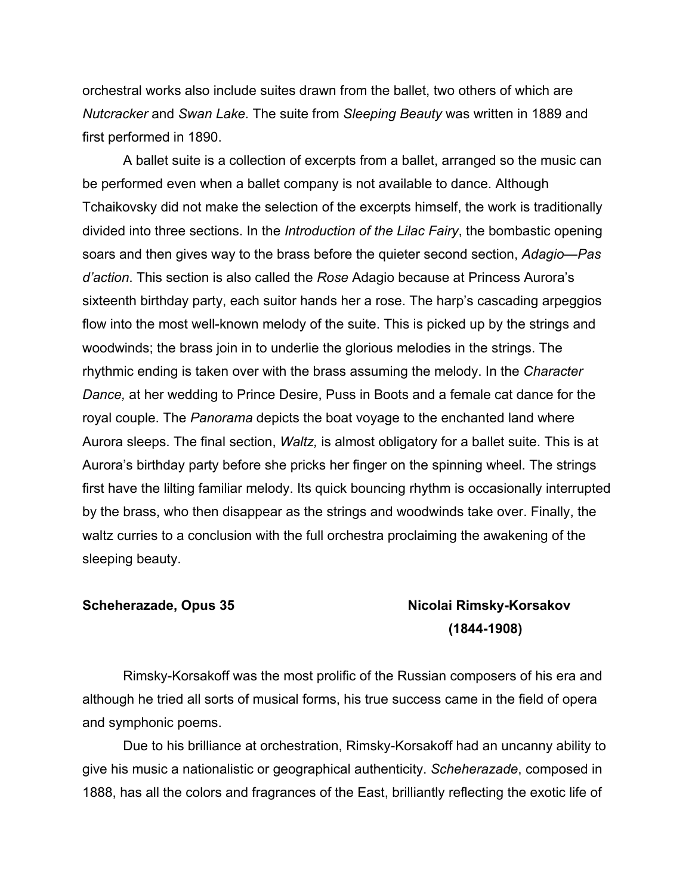orchestral works also include suites drawn from the ballet, two others of which are *Nutcracker* and *Swan Lake.* The suite from *Sleeping Beauty* was written in 1889 and first performed in 1890.

A ballet suite is a collection of excerpts from a ballet, arranged so the music can be performed even when a ballet company is not available to dance. Although Tchaikovsky did not make the selection of the excerpts himself, the work is traditionally divided into three sections. In the *Introduction of the Lilac Fairy*, the bombastic opening soars and then gives way to the brass before the quieter second section, *Adagio*—*Pas d'action*. This section is also called the *Rose* Adagio because at Princess Aurora's sixteenth birthday party, each suitor hands her a rose. The harp's cascading arpeggios flow into the most well-known melody of the suite. This is picked up by the strings and woodwinds; the brass join in to underlie the glorious melodies in the strings. The rhythmic ending is taken over with the brass assuming the melody. In the *Character Dance,* at her wedding to Prince Desire, Puss in Boots and a female cat dance for the royal couple. The *Panorama* depicts the boat voyage to the enchanted land where Aurora sleeps. The final section, *Waltz,* is almost obligatory for a ballet suite. This is at Aurora's birthday party before she pricks her finger on the spinning wheel. The strings first have the lilting familiar melody. Its quick bouncing rhythm is occasionally interrupted by the brass, who then disappear as the strings and woodwinds take over. Finally, the waltz curries to a conclusion with the full orchestra proclaiming the awakening of the sleeping beauty.

**Scheherazade, Opus 35** **Nicolai Rimsky-Korsakov (1844-1908)**

Rimsky-Korsakoff was the most prolific of the Russian composers of his era and although he tried all sorts of musical forms, his true success came in the field of opera and symphonic poems.

Due to his brilliance at orchestration, Rimsky-Korsakoff had an uncanny ability to give his music a nationalistic or geographical authenticity. *Scheherazade*, composed in 1888, has all the colors and fragrances of the East, brilliantly reflecting the exotic life of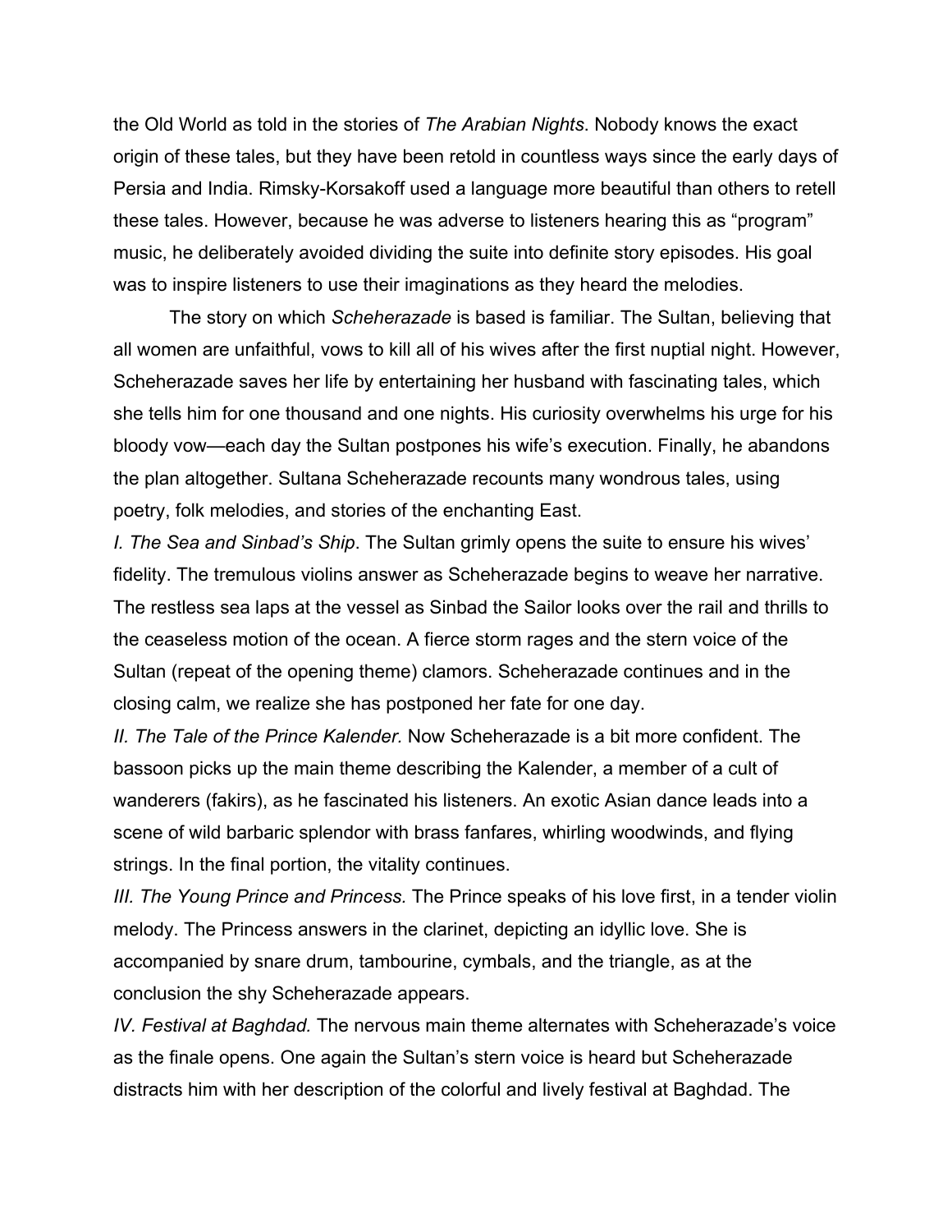the Old World as told in the stories of *The Arabian Nights*. Nobody knows the exact origin of these tales, but they have been retold in countless ways since the early days of Persia and India. Rimsky-Korsakoff used a language more beautiful than others to retell these tales. However, because he was adverse to listeners hearing this as "program" music, he deliberately avoided dividing the suite into definite story episodes. His goal was to inspire listeners to use their imaginations as they heard the melodies.

The story on which *Scheherazade* is based is familiar. The Sultan, believing that all women are unfaithful, vows to kill all of his wives after the first nuptial night. However, Scheherazade saves her life by entertaining her husband with fascinating tales, which she tells him for one thousand and one nights. His curiosity overwhelms his urge for his bloody vow—each day the Sultan postpones his wife's execution. Finally, he abandons the plan altogether. Sultana Scheherazade recounts many wondrous tales, using poetry, folk melodies, and stories of the enchanting East.

*I. The Sea and Sinbad's Ship*. The Sultan grimly opens the suite to ensure his wives' fidelity. The tremulous violins answer as Scheherazade begins to weave her narrative. The restless sea laps at the vessel as Sinbad the Sailor looks over the rail and thrills to the ceaseless motion of the ocean. A fierce storm rages and the stern voice of the Sultan (repeat of the opening theme) clamors. Scheherazade continues and in the closing calm, we realize she has postponed her fate for one day.

*II. The Tale of the Prince Kalender.* Now Scheherazade is a bit more confident. The bassoon picks up the main theme describing the Kalender, a member of a cult of wanderers (fakirs), as he fascinated his listeners. An exotic Asian dance leads into a scene of wild barbaric splendor with brass fanfares, whirling woodwinds, and flying strings. In the final portion, the vitality continues.

*III. The Young Prince and Princess.* The Prince speaks of his love first, in a tender violin melody. The Princess answers in the clarinet, depicting an idyllic love. She is accompanied by snare drum, tambourine, cymbals, and the triangle, as at the conclusion the shy Scheherazade appears.

*IV. Festival at Baghdad.* The nervous main theme alternates with Scheherazade's voice as the finale opens. One again the Sultan's stern voice is heard but Scheherazade distracts him with her description of the colorful and lively festival at Baghdad. The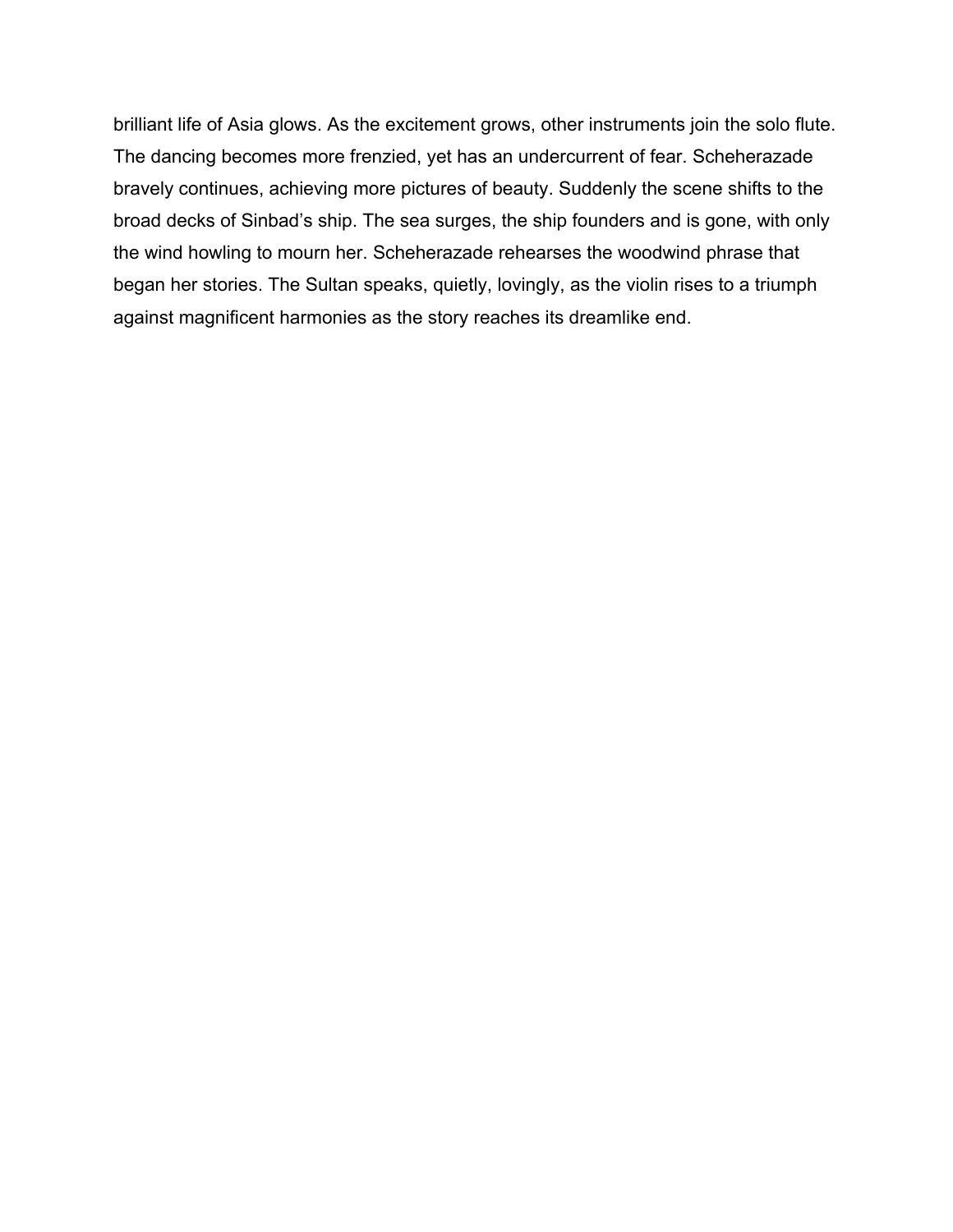brilliant life of Asia glows. As the excitement grows, other instruments join the solo flute. The dancing becomes more frenzied, yet has an undercurrent of fear. Scheherazade bravely continues, achieving more pictures of beauty. Suddenly the scene shifts to the broad decks of Sinbad's ship. The sea surges, the ship founders and is gone, with only the wind howling to mourn her. Scheherazade rehearses the woodwind phrase that began her stories. The Sultan speaks, quietly, lovingly, as the violin rises to a triumph against magnificent harmonies as the story reaches its dreamlike end.